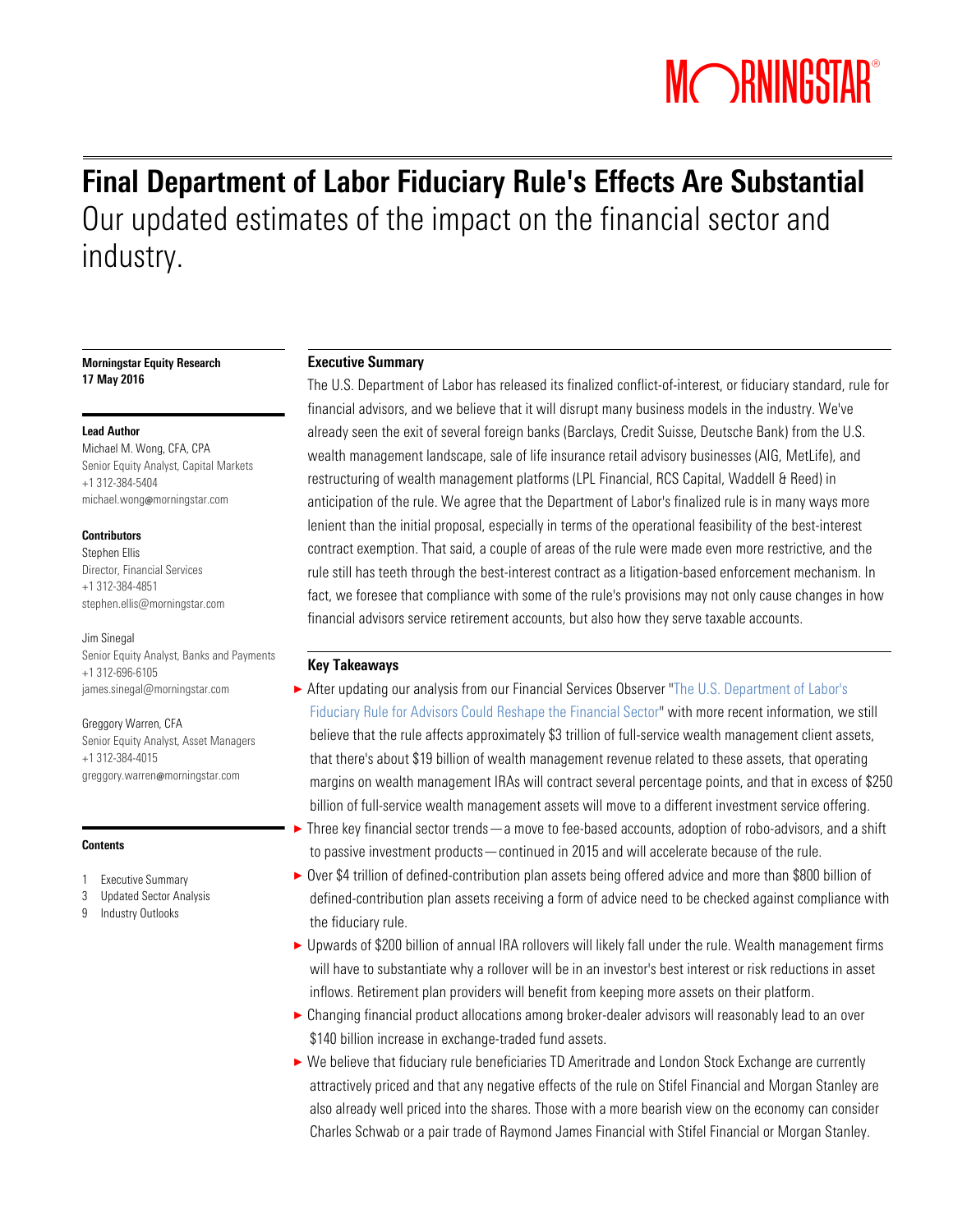# Final Department of Labor Fiduciary Rule's Effects Are Substantial

Our updated estimates of the impact on the financial sector and industry.

**Morningstar Equity Research**
**17 May 2016**

**Lead Author**
Michael M. Wong, CFA, CPA
Senior Equity Analyst, Capital Markets
+1 312-384-5404
michael.wong@morningstar.com

**Contributors**
Stephen Ellis
Director, Financial Services
+1 312-384-4851
stephen.ellis@morningstar.com

Jim Sinegal
Senior Equity Analyst, Banks and Payments
+1 312-696-6105
james.sinegal@morningstar.com

Greggory Warren, CFA
Senior Equity Analyst, Asset Managers
+1 312-384-4015
greggory.warren@morningstar.com

**Contents**

1 Executive Summary
3 Updated Sector Analysis
9 Industry Outlooks

## Executive Summary

The U.S. Department of Labor has released its finalized conflict-of-interest, or fiduciary standard, rule for financial advisors, and we believe that it will disrupt many business models in the industry. We've already seen the exit of several foreign banks (Barclays, Credit Suisse, Deutsche Bank) from the U.S. wealth management landscape, sale of life insurance retail advisory businesses (AIG, MetLife), and restructuring of wealth management platforms (LPL Financial, RCS Capital, Waddell & Reed) in anticipation of the rule. We agree that the Department of Labor's finalized rule is in many ways more lenient than the initial proposal, especially in terms of the operational feasibility of the best-interest contract exemption. That said, a couple of areas of the rule were made even more restrictive, and the rule still has teeth through the best-interest contract as a litigation-based enforcement mechanism. In fact, we foresee that compliance with some of the rule's provisions may not only cause changes in how financial advisors service retirement accounts, but also how they serve taxable accounts.

## Key Takeaways

- After updating our analysis from our Financial Services Observer "The U.S. Department of Labor's Fiduciary Rule for Advisors Could Reshape the Financial Sector" with more recent information, we still believe that the rule affects approximately $3 trillion of full-service wealth management client assets, that there's about $19 billion of wealth management revenue related to these assets, that operating margins on wealth management IRAs will contract several percentage points, and that in excess of $250 billion of full-service wealth management assets will move to a different investment service offering.
- Three key financial sector trends—a move to fee-based accounts, adoption of robo-advisors, and a shift to passive investment products—continued in 2015 and will accelerate because of the rule.
- Over $4 trillion of defined-contribution plan assets being offered advice and more than $800 billion of defined-contribution plan assets receiving a form of advice need to be checked against compliance with the fiduciary rule.
- Upwards of $200 billion of annual IRA rollovers will likely fall under the rule. Wealth management firms will have to substantiate why a rollover will be in an investor's best interest or risk reductions in asset inflows. Retirement plan providers will benefit from keeping more assets on their platform.
- Changing financial product allocations among broker-dealer advisors will reasonably lead to an over $140 billion increase in exchange-traded fund assets.
- We believe that fiduciary rule beneficiaries TD Ameritrade and London Stock Exchange are currently attractively priced and that any negative effects of the rule on Stifel Financial and Morgan Stanley are also already well priced into the shares. Those with a more bearish view on the economy can consider Charles Schwab or a pair trade of Raymond James Financial with Stifel Financial or Morgan Stanley.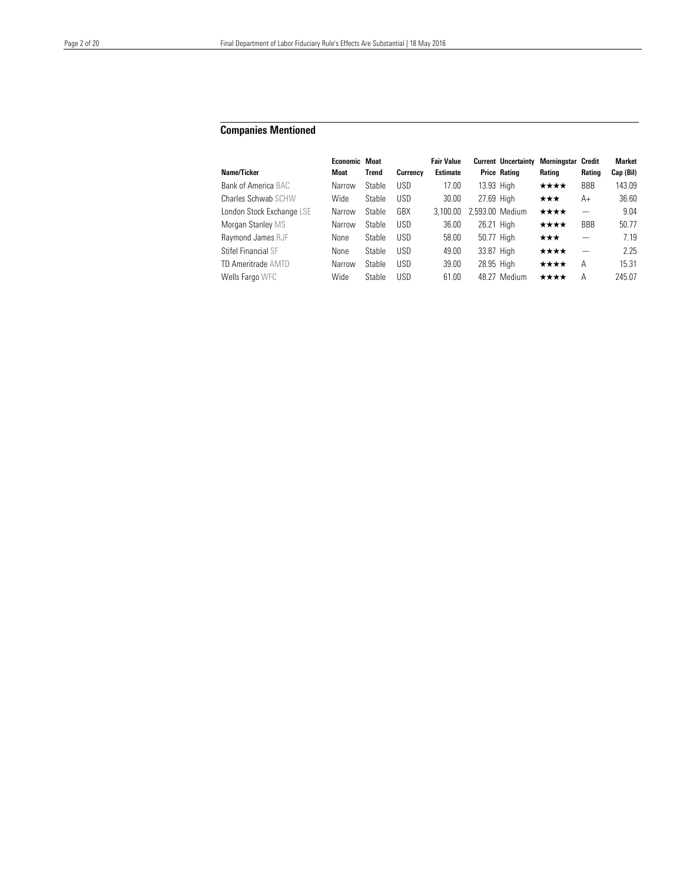## Companies Mentioned

| Name/Ticker | Economic Moat | Moat Trend | Currency | Fair Value Estimate | Current Price | Uncertainty Rating | Morningstar Rating | Credit Rating | Market Cap (Bil) |
|---|---|---|---|---|---|---|---|---|---|
| Bank of America BAC | Narrow | Stable | USD | 17.00 | 13.93 | High | ★★★★ | BBB | 143.09 |
| Charles Schwab SCHW | Wide | Stable | USD | 30.00 | 27.69 | High | ★★★ | A+ | 36.60 |
| London Stock Exchange LSE | Narrow | Stable | GBX | 3,100.00 | 2,593.00 | Medium | ★★★★ | — | 9.04 |
| Morgan Stanley MS | Narrow | Stable | USD | 36.00 | 26.21 | High | ★★★★ | BBB | 50.77 |
| Raymond James RJF | None | Stable | USD | 58.00 | 50.77 | High | ★★★ | — | 7.19 |
| Stifel Financial SF | None | Stable | USD | 49.00 | 33.87 | High | ★★★★ | — | 2.25 |
| TD Ameritrade AMTD | Narrow | Stable | USD | 39.00 | 28.95 | High | ★★★★ | A | 15.31 |
| Wells Fargo WFC | Wide | Stable | USD | 61.00 | 48.27 | Medium | ★★★★ | A | 245.07 |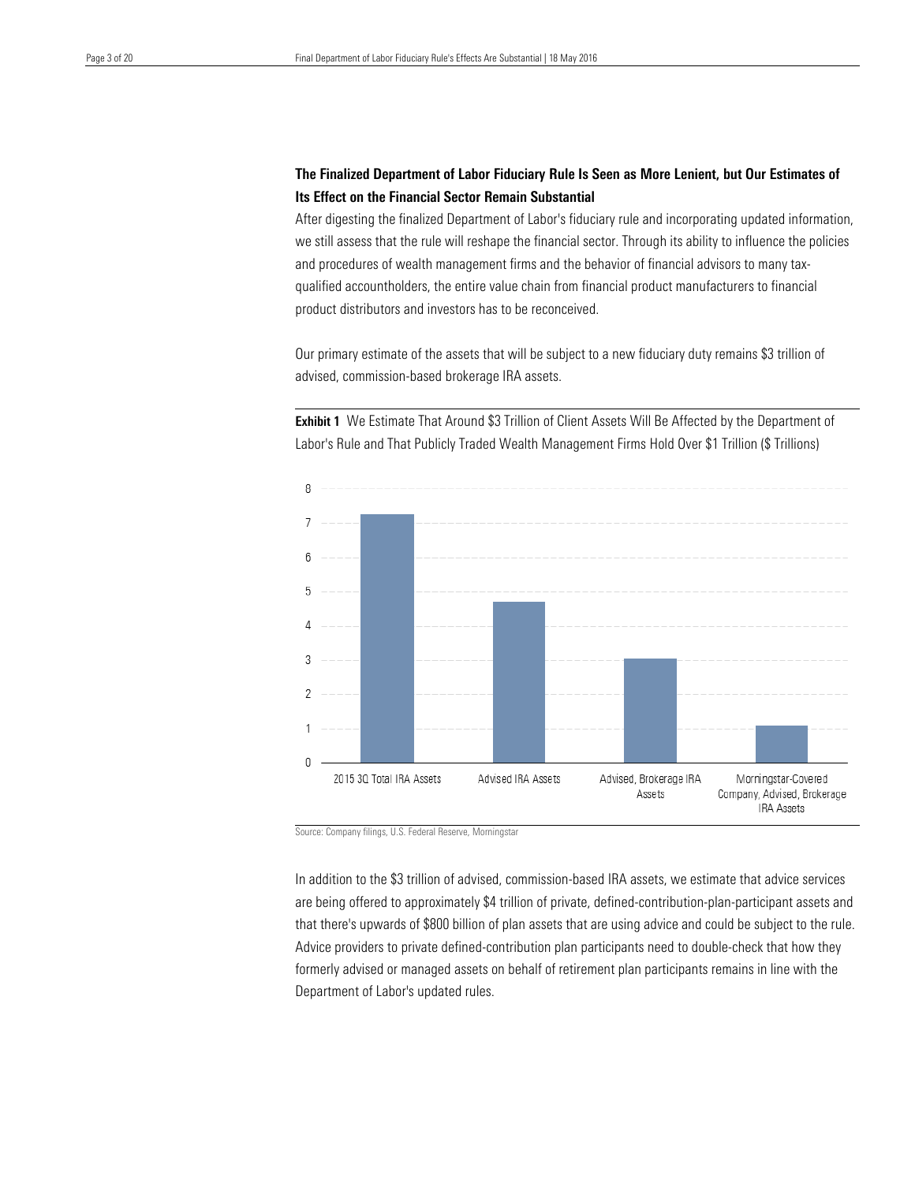## The Finalized Department of Labor Fiduciary Rule Is Seen as More Lenient, but Our Estimates of Its Effect on the Financial Sector Remain Substantial

After digesting the finalized Department of Labor's fiduciary rule and incorporating updated information, we still assess that the rule will reshape the financial sector. Through its ability to influence the policies and procedures of wealth management firms and the behavior of financial advisors to many tax-qualified accountholders, the entire value chain from financial product manufacturers to financial product distributors and investors has to be reconceived.

Our primary estimate of the assets that will be subject to a new fiduciary duty remains $3 trillion of advised, commission-based brokerage IRA assets.

**Exhibit 1** We Estimate That Around $3 Trillion of Client Assets Will Be Affected by the Department of Labor's Rule and That Publicly Traded Wealth Management Firms Hold Over $1 Trillion ($ Trillions)

8
7
6
5
4
3
2
1
0

2015 3Q Total IRA Assets
Advised IRA Assets
Advised, Brokerage IRA Assets
Morningstar-Covered Company, Advised, Brokerage IRA Assets

Source: Company filings, U.S. Federal Reserve, Morningstar

In addition to the $3 trillion of advised, commission-based IRA assets, we estimate that advice services are being offered to approximately $4 trillion of private, defined-contribution-plan-participant assets and that there's upwards of $800 billion of plan assets that are using advice and could be subject to the rule. Advice providers to private defined-contribution plan participants need to double-check that how they formerly advised or managed assets on behalf of retirement plan participants remains in line with the Department of Labor's updated rules.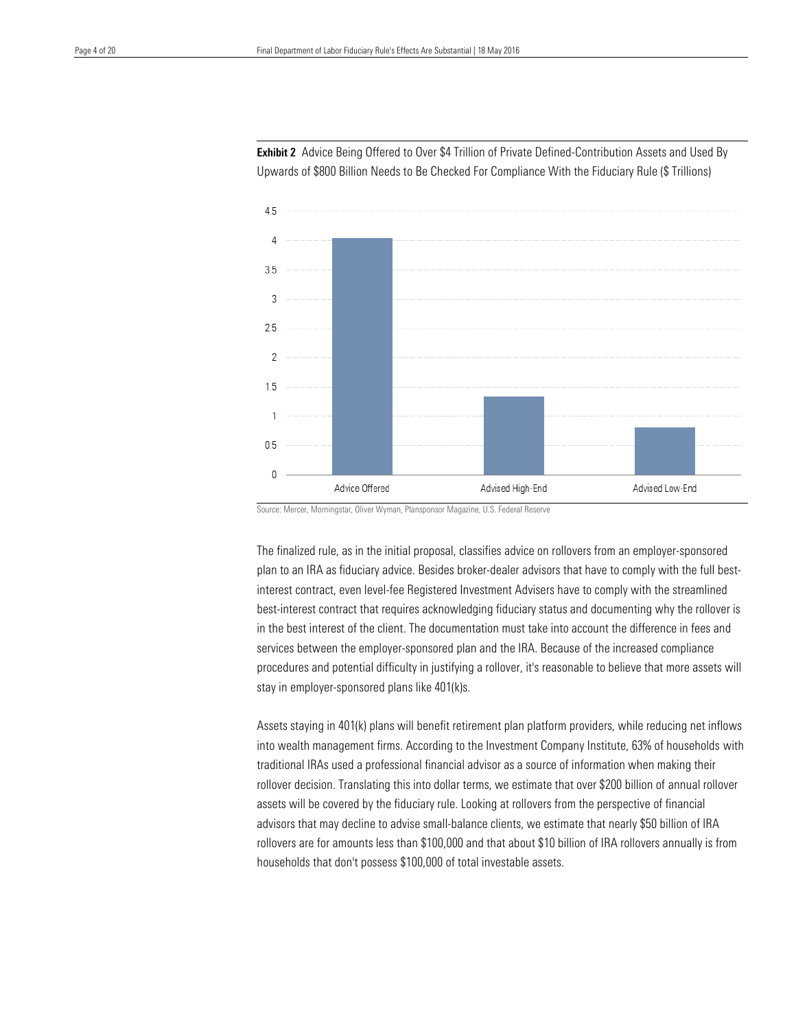**Exhibit 2** Advice Being Offered to Over $4 Trillion of Private Defined-Contribution Assets and Used By Upwards of $800 Billion Needs to Be Checked For Compliance With the Fiduciary Rule ($ Trillions)

4.5
4
3.5
3
2.5
2
1.5
1
0.5
0

Advice Offered
Advised High-End
Advised Low-End

Source: Mercer, Morningstar, Oliver Wyman, Plansponsor Magazine, U.S. Federal Reserve

The finalized rule, as in the initial proposal, classifies advice on rollovers from an employer-sponsored plan to an IRA as fiduciary advice. Besides broker-dealer advisors that have to comply with the full best-interest contract, even level-fee Registered Investment Advisers have to comply with the streamlined best-interest contract that requires acknowledging fiduciary status and documenting why the rollover is in the best interest of the client. The documentation must take into account the difference in fees and services between the employer-sponsored plan and the IRA. Because of the increased compliance procedures and potential difficulty in justifying a rollover, it's reasonable to believe that more assets will stay in employer-sponsored plans like 401(k)s.

Assets staying in 401(k) plans will benefit retirement plan platform providers, while reducing net inflows into wealth management firms. According to the Investment Company Institute, 63% of households with traditional IRAs used a professional financial advisor as a source of information when making their rollover decision. Translating this into dollar terms, we estimate that over $200 billion of annual rollover assets will be covered by the fiduciary rule. Looking at rollovers from the perspective of financial advisors that may decline to advise small-balance clients, we estimate that nearly $50 billion of IRA rollovers are for amounts less than $100,000 and that about $10 billion of IRA rollovers annually is from households that don't possess $100,000 of total investable assets.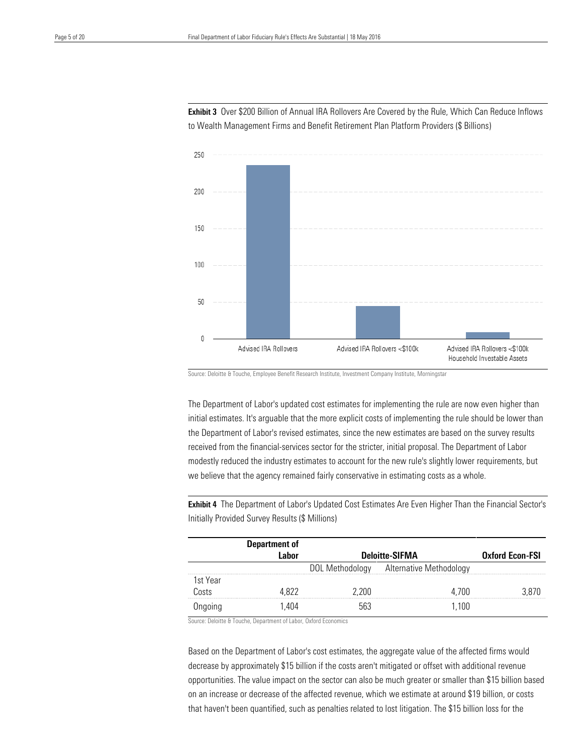**Exhibit 3** Over $200 Billion of Annual IRA Rollovers Are Covered by the Rule, Which Can Reduce Inflows to Wealth Management Firms and Benefit Retirement Plan Platform Providers ($ Billions)

250
200
150
100
50
0

Advised IRA Rollovers
Advised IRA Rollovers <$100k
Advised IRA Rollovers <$100k Household Investable Assets

Source: Deloitte & Touche, Employee Benefit Research Institute, Investment Company Institute, Morningstar

The Department of Labor's updated cost estimates for implementing the rule are now even higher than initial estimates. It's arguable that the more explicit costs of implementing the rule should be lower than the Department of Labor's revised estimates, since the new estimates are based on the survey results received from the financial-services sector for the stricter, initial proposal. The Department of Labor modestly reduced the industry estimates to account for the new rule's slightly lower requirements, but we believe that the agency remained fairly conservative in estimating costs as a whole.

**Exhibit 4** The Department of Labor's Updated Cost Estimates Are Even Higher Than the Financial Sector's Initially Provided Survey Results ($ Millions)

| | **Department of Labor** | **Deloitte-SIFMA** | | **Oxford Econ-FSI** |
|---|---|---|---|---|
| | | DOL Methodology | Alternative Methodology | |
| 1st Year Costs | 4,822 | 2,200 | 4,700 | 3,870 |
| Ongoing | 1,404 | 563 | 1,100 | |

Source: Deloitte & Touche, Department of Labor, Oxford Economics

Based on the Department of Labor's cost estimates, the aggregate value of the affected firms would decrease by approximately $15 billion if the costs aren't mitigated or offset with additional revenue opportunities. The value impact on the sector can also be much greater or smaller than $15 billion based on an increase or decrease of the affected revenue, which we estimate at around $19 billion, or costs that haven't been quantified, such as penalties related to lost litigation. The $15 billion loss for the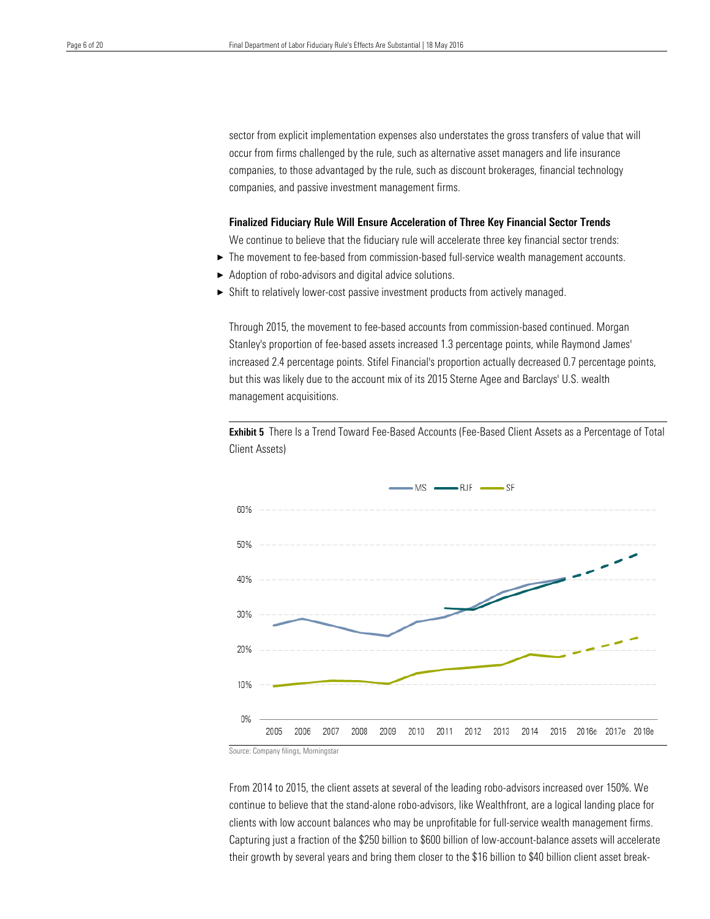sector from explicit implementation expenses also understates the gross transfers of value that will occur from firms challenged by the rule, such as alternative asset managers and life insurance companies, to those advantaged by the rule, such as discount brokerages, financial technology companies, and passive investment management firms.

### Finalized Fiduciary Rule Will Ensure Acceleration of Three Key Financial Sector Trends

We continue to believe that the fiduciary rule will accelerate three key financial sector trends:

- The movement to fee-based from commission-based full-service wealth management accounts.
- Adoption of robo-advisors and digital advice solutions.
- Shift to relatively lower-cost passive investment products from actively managed.

Through 2015, the movement to fee-based accounts from commission-based continued. Morgan Stanley's proportion of fee-based assets increased 1.3 percentage points, while Raymond James' increased 2.4 percentage points. Stifel Financial's proportion actually decreased 0.7 percentage points, but this was likely due to the account mix of its 2015 Sterne Agee and Barclays' U.S. wealth management acquisitions.

**Exhibit 5** There Is a Trend Toward Fee-Based Accounts (Fee-Based Client Assets as a Percentage of Total Client Assets)

MS RJF SF

60%
50%
40%
30%
20%
10%
0%

2005 2006 2007 2008 2009 2010 2011 2012 2013 2014 2015 2016e 2017e 2018e

Source: Company filings, Morningstar

From 2014 to 2015, the client assets at several of the leading robo-advisors increased over 150%. We continue to believe that the stand-alone robo-advisors, like Wealthfront, are a logical landing place for clients with low account balances who may be unprofitable for full-service wealth management firms. Capturing just a fraction of the $250 billion to $600 billion of low-account-balance assets will accelerate their growth by several years and bring them closer to the $16 billion to $40 billion client asset break-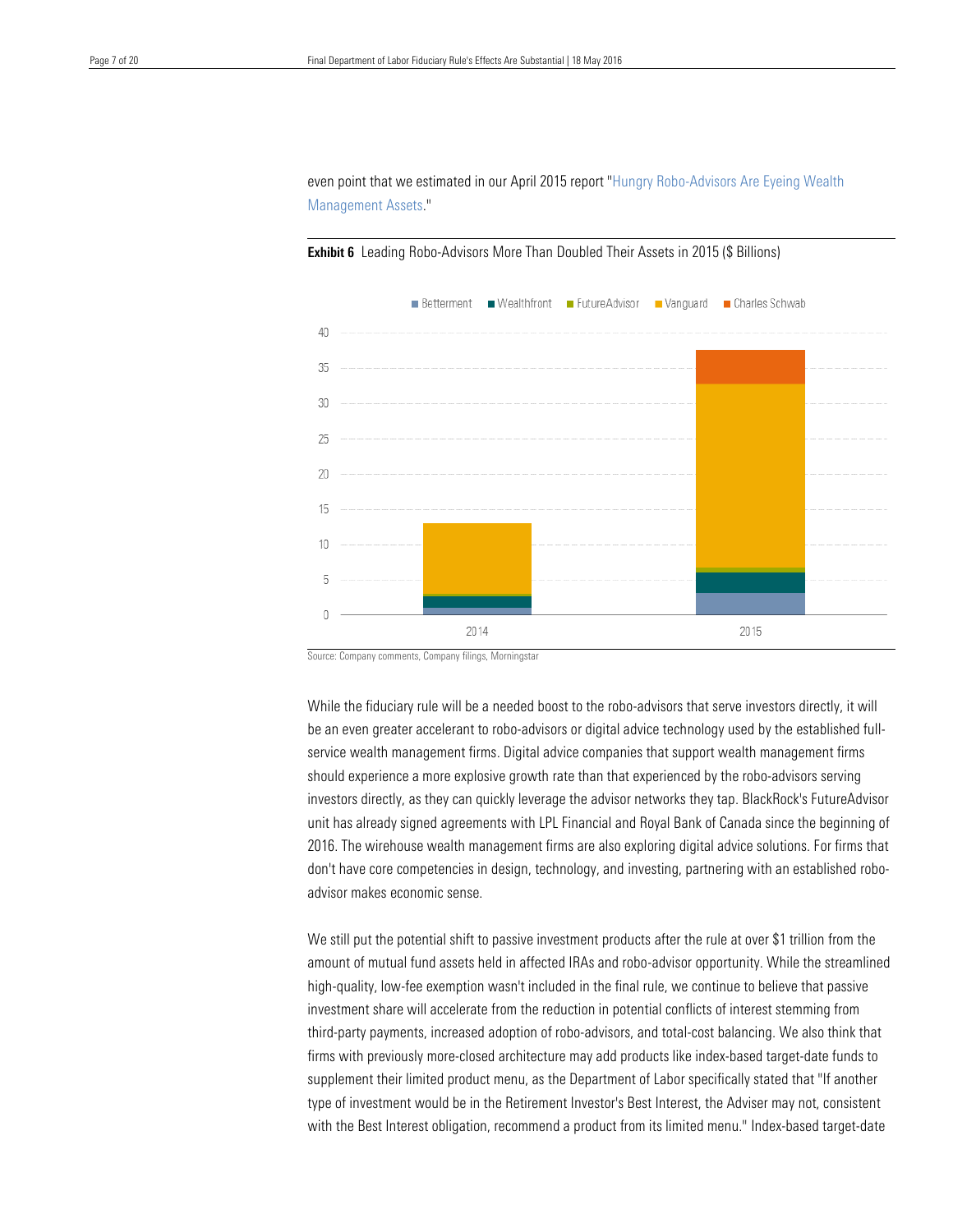even point that we estimated in our April 2015 report "Hungry Robo-Advisors Are Eyeing Wealth Management Assets."

**Exhibit 6** Leading Robo-Advisors More Than Doubled Their Assets in 2015 ($ Billions)

Betterment
Wealthfront
FutureAdvisor
Vanguard
Charles Schwab

40
35
30
25
20
15
10
5
0

2014
2015

Source: Company comments, Company filings, Morningstar

While the fiduciary rule will be a needed boost to the robo-advisors that serve investors directly, it will be an even greater accelerant to robo-advisors or digital advice technology used by the established full-service wealth management firms. Digital advice companies that support wealth management firms should experience a more explosive growth rate than that experienced by the robo-advisors serving investors directly, as they can quickly leverage the advisor networks they tap. BlackRock's FutureAdvisor unit has already signed agreements with LPL Financial and Royal Bank of Canada since the beginning of 2016. The wirehouse wealth management firms are also exploring digital advice solutions. For firms that don't have core competencies in design, technology, and investing, partnering with an established robo-advisor makes economic sense.

We still put the potential shift to passive investment products after the rule at over $1 trillion from the amount of mutual fund assets held in affected IRAs and robo-advisor opportunity. While the streamlined high-quality, low-fee exemption wasn't included in the final rule, we continue to believe that passive investment share will accelerate from the reduction in potential conflicts of interest stemming from third-party payments, increased adoption of robo-advisors, and total-cost balancing. We also think that firms with previously more-closed architecture may add products like index-based target-date funds to supplement their limited product menu, as the Department of Labor specifically stated that "If another type of investment would be in the Retirement Investor's Best Interest, the Adviser may not, consistent with the Best Interest obligation, recommend a product from its limited menu." Index-based target-date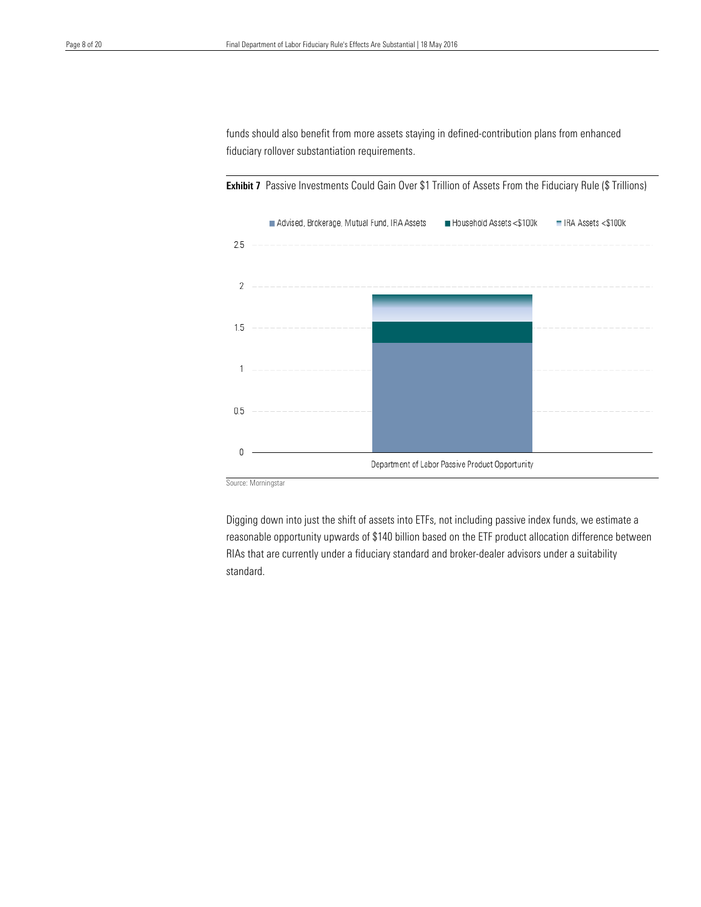funds should also benefit from more assets staying in defined-contribution plans from enhanced fiduciary rollover substantiation requirements.

**Exhibit 7** Passive Investments Could Gain Over $1 Trillion of Assets From the Fiduciary Rule ($ Trillions)

Source: Morningstar

Digging down into just the shift of assets into ETFs, not including passive index funds, we estimate a reasonable opportunity upwards of $140 billion based on the ETF product allocation difference between RIAs that are currently under a fiduciary standard and broker-dealer advisors under a suitability standard.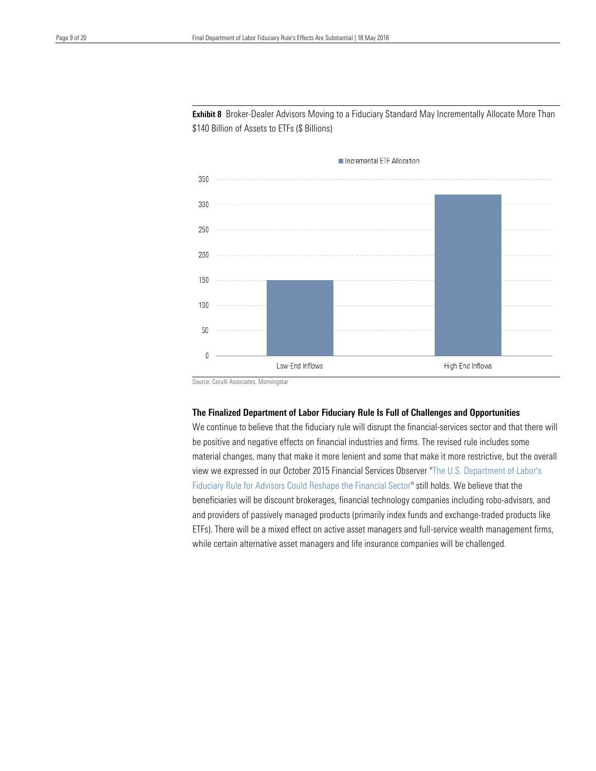**Exhibit 8** Broker-Dealer Advisors Moving to a Fiduciary Standard May Incrementally Allocate More Than $140 Billion of Assets to ETFs ($ Billions)

Incremental ETF Allocation

350
300
250
200
150
100
50
0

Low-End Inflows
High-End Inflows

Source: Cerulli Associates, Morningstar

### The Finalized Department of Labor Fiduciary Rule Is Full of Challenges and Opportunities

We continue to believe that the fiduciary rule will disrupt the financial-services sector and that there will be positive and negative effects on financial industries and firms. The revised rule includes some material changes, many that make it more lenient and some that make it more restrictive, but the overall view we expressed in our October 2015 Financial Services Observer "The U.S. Department of Labor's Fiduciary Rule for Advisors Could Reshape the Financial Sector" still holds. We believe that the beneficiaries will be discount brokerages, financial technology companies including robo-advisors, and and providers of passively managed products (primarily index funds and exchange-traded products like ETFs). There will be a mixed effect on active asset managers and full-service wealth management firms, while certain alternative asset managers and life insurance companies will be challenged.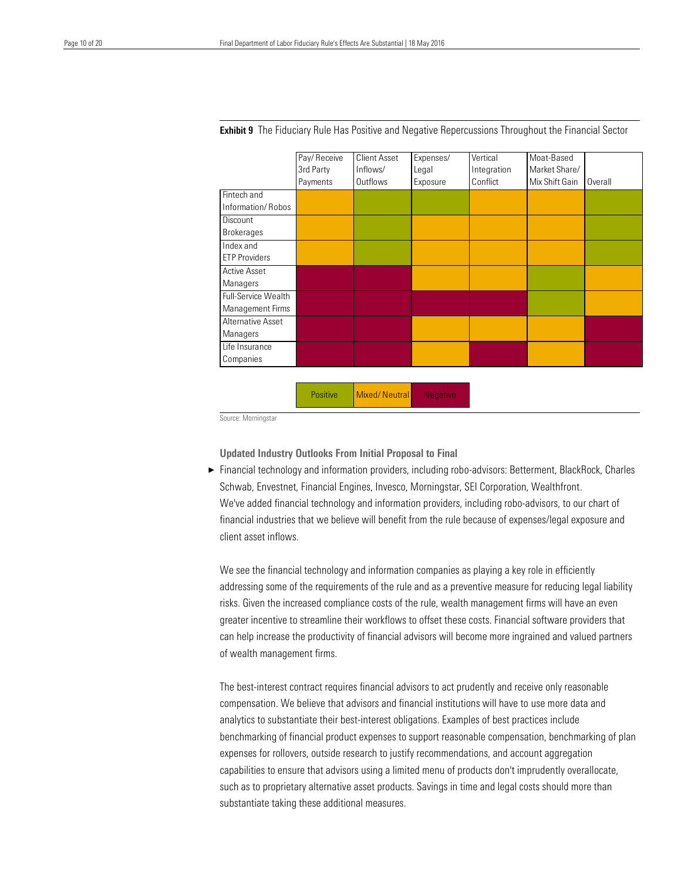**Exhibit 9** The Fiduciary Rule Has Positive and Negative Repercussions Throughout the Financial Sector

| | Pay/ Receive 3rd Party Payments | Client Asset Inflows/ Outflows | Expenses/ Legal Exposure | Vertical Integration Conflict | Moat-Based Market Share/ Mix Shift Gain | Overall |
|---|---|---|---|---|---|---|
| Fintech and Information/ Robos | Mixed/ Neutral | Positive | Positive | Mixed/ Neutral | Mixed/ Neutral | Positive |
| Discount Brokerages | Mixed/ Neutral | Positive | Mixed/ Neutral | Mixed/ Neutral | Mixed/ Neutral | Positive |
| Index and ETP Providers | Mixed/ Neutral | Positive | Mixed/ Neutral | Mixed/ Neutral | Mixed/ Neutral | Positive |
| Active Asset Managers | Negative | Negative | Mixed/ Neutral | Mixed/ Neutral | Positive | Mixed/ Neutral |
| Full-Service Wealth Management Firms | Negative | Negative | Negative | Negative | Positive | Mixed/ Neutral |
| Alternative Asset Managers | Negative | Negative | Mixed/ Neutral | Mixed/ Neutral | Mixed/ Neutral | Negative |
| Life Insurance Companies | Negative | Negative | Mixed/ Neutral | Negative | Mixed/ Neutral | Negative |

Legend: Positive | Mixed/ Neutral | Negative

Source: Morningstar

**Updated Industry Outlooks From Initial Proposal to Final**

- Financial technology and information providers, including robo-advisors: Betterment, BlackRock, Charles Schwab, Envestnet, Financial Engines, Invesco, Morningstar, SEI Corporation, Wealthfront.
  We've added financial technology and information providers, including robo-advisors, to our chart of financial industries that we believe will benefit from the rule because of expenses/legal exposure and client asset inflows.

  We see the financial technology and information companies as playing a key role in efficiently addressing some of the requirements of the rule and as a preventive measure for reducing legal liability risks. Given the increased compliance costs of the rule, wealth management firms will have an even greater incentive to streamline their workflows to offset these costs. Financial software providers that can help increase the productivity of financial advisors will become more ingrained and valued partners of wealth management firms.

  The best-interest contract requires financial advisors to act prudently and receive only reasonable compensation. We believe that advisors and financial institutions will have to use more data and analytics to substantiate their best-interest obligations. Examples of best practices include benchmarking of financial product expenses to support reasonable compensation, benchmarking of plan expenses for rollovers, outside research to justify recommendations, and account aggregation capabilities to ensure that advisors using a limited menu of products don't imprudently overallocate, such as to proprietary alternative asset products. Savings in time and legal costs should more than substantiate taking these additional measures.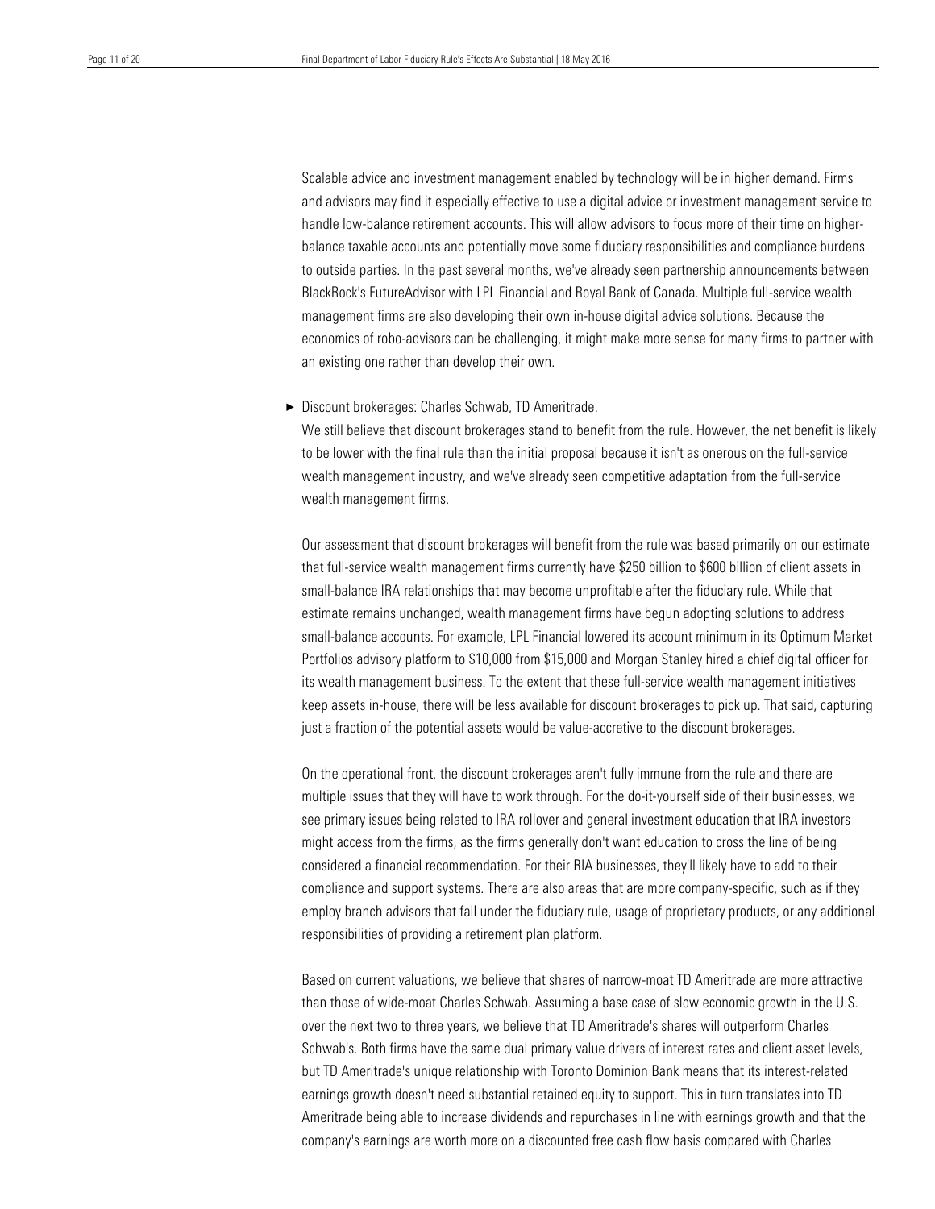Scalable advice and investment management enabled by technology will be in higher demand. Firms and advisors may find it especially effective to use a digital advice or investment management service to handle low-balance retirement accounts. This will allow advisors to focus more of their time on higher-balance taxable accounts and potentially move some fiduciary responsibilities and compliance burdens to outside parties. In the past several months, we've already seen partnership announcements between BlackRock's FutureAdvisor with LPL Financial and Royal Bank of Canada. Multiple full-service wealth management firms are also developing their own in-house digital advice solutions. Because the economics of robo-advisors can be challenging, it might make more sense for many firms to partner with an existing one rather than develop their own.

- Discount brokerages: Charles Schwab, TD Ameritrade.

  We still believe that discount brokerages stand to benefit from the rule. However, the net benefit is likely to be lower with the final rule than the initial proposal because it isn't as onerous on the full-service wealth management industry, and we've already seen competitive adaptation from the full-service wealth management firms.

  Our assessment that discount brokerages will benefit from the rule was based primarily on our estimate that full-service wealth management firms currently have $250 billion to $600 billion of client assets in small-balance IRA relationships that may become unprofitable after the fiduciary rule. While that estimate remains unchanged, wealth management firms have begun adopting solutions to address small-balance accounts. For example, LPL Financial lowered its account minimum in its Optimum Market Portfolios advisory platform to $10,000 from $15,000 and Morgan Stanley hired a chief digital officer for its wealth management business. To the extent that these full-service wealth management initiatives keep assets in-house, there will be less available for discount brokerages to pick up. That said, capturing just a fraction of the potential assets would be value-accretive to the discount brokerages.

  On the operational front, the discount brokerages aren't fully immune from the rule and there are multiple issues that they will have to work through. For the do-it-yourself side of their businesses, we see primary issues being related to IRA rollover and general investment education that IRA investors might access from the firms, as the firms generally don't want education to cross the line of being considered a financial recommendation. For their RIA businesses, they'll likely have to add to their compliance and support systems. There are also areas that are more company-specific, such as if they employ branch advisors that fall under the fiduciary rule, usage of proprietary products, or any additional responsibilities of providing a retirement plan platform.

  Based on current valuations, we believe that shares of narrow-moat TD Ameritrade are more attractive than those of wide-moat Charles Schwab. Assuming a base case of slow economic growth in the U.S. over the next two to three years, we believe that TD Ameritrade's shares will outperform Charles Schwab's. Both firms have the same dual primary value drivers of interest rates and client asset levels, but TD Ameritrade's unique relationship with Toronto Dominion Bank means that its interest-related earnings growth doesn't need substantial retained equity to support. This in turn translates into TD Ameritrade being able to increase dividends and repurchases in line with earnings growth and that the company's earnings are worth more on a discounted free cash flow basis compared with Charles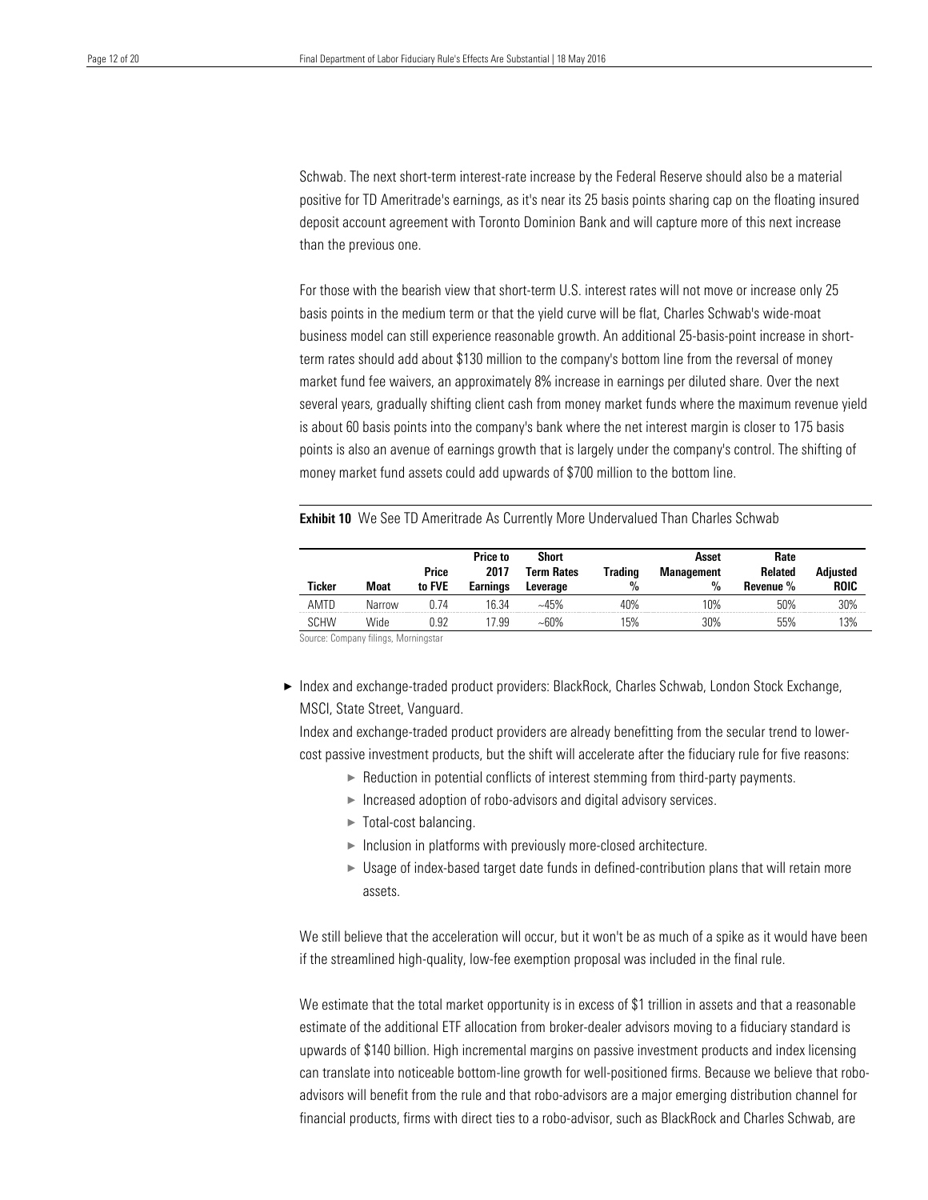Schwab. The next short-term interest-rate increase by the Federal Reserve should also be a material positive for TD Ameritrade's earnings, as it's near its 25 basis points sharing cap on the floating insured deposit account agreement with Toronto Dominion Bank and will capture more of this next increase than the previous one.

For those with the bearish view that short-term U.S. interest rates will not move or increase only 25 basis points in the medium term or that the yield curve will be flat, Charles Schwab's wide-moat business model can still experience reasonable growth. An additional 25-basis-point increase in short-term rates should add about $130 million to the company's bottom line from the reversal of money market fund fee waivers, an approximately 8% increase in earnings per diluted share. Over the next several years, gradually shifting client cash from money market funds where the maximum revenue yield is about 60 basis points into the company's bank where the net interest margin is closer to 175 basis points is also an avenue of earnings growth that is largely under the company's control. The shifting of money market fund assets could add upwards of $700 million to the bottom line.

**Exhibit 10** We See TD Ameritrade As Currently More Undervalued Than Charles Schwab

| Ticker | Moat | Price to FVE | Price to 2017 Earnings | Short Term Rates Leverage | Trading % | Asset Management % | Rate Related Revenue % | Adjusted ROIC |
|---|---|---|---|---|---|---|---|---|
| AMTD | Narrow | 0.74 | 16.34 | ~45% | 40% | 10% | 50% | 30% |
| SCHW | Wide | 0.92 | 17.99 | ~60% | 15% | 30% | 55% | 13% |

Source: Company filings, Morningstar

- Index and exchange-traded product providers: BlackRock, Charles Schwab, London Stock Exchange, MSCI, State Street, Vanguard.

  Index and exchange-traded product providers are already benefitting from the secular trend to lower-cost passive investment products, but the shift will accelerate after the fiduciary rule for five reasons:

  - Reduction in potential conflicts of interest stemming from third-party payments.
  - Increased adoption of robo-advisors and digital advisory services.
  - Total-cost balancing.
  - Inclusion in platforms with previously more-closed architecture.
  - Usage of index-based target date funds in defined-contribution plans that will retain more assets.

  We still believe that the acceleration will occur, but it won't be as much of a spike as it would have been if the streamlined high-quality, low-fee exemption proposal was included in the final rule.

  We estimate that the total market opportunity is in excess of $1 trillion in assets and that a reasonable estimate of the additional ETF allocation from broker-dealer advisors moving to a fiduciary standard is upwards of $140 billion. High incremental margins on passive investment products and index licensing can translate into noticeable bottom-line growth for well-positioned firms. Because we believe that robo-advisors will benefit from the rule and that robo-advisors are a major emerging distribution channel for financial products, firms with direct ties to a robo-advisor, such as BlackRock and Charles Schwab, are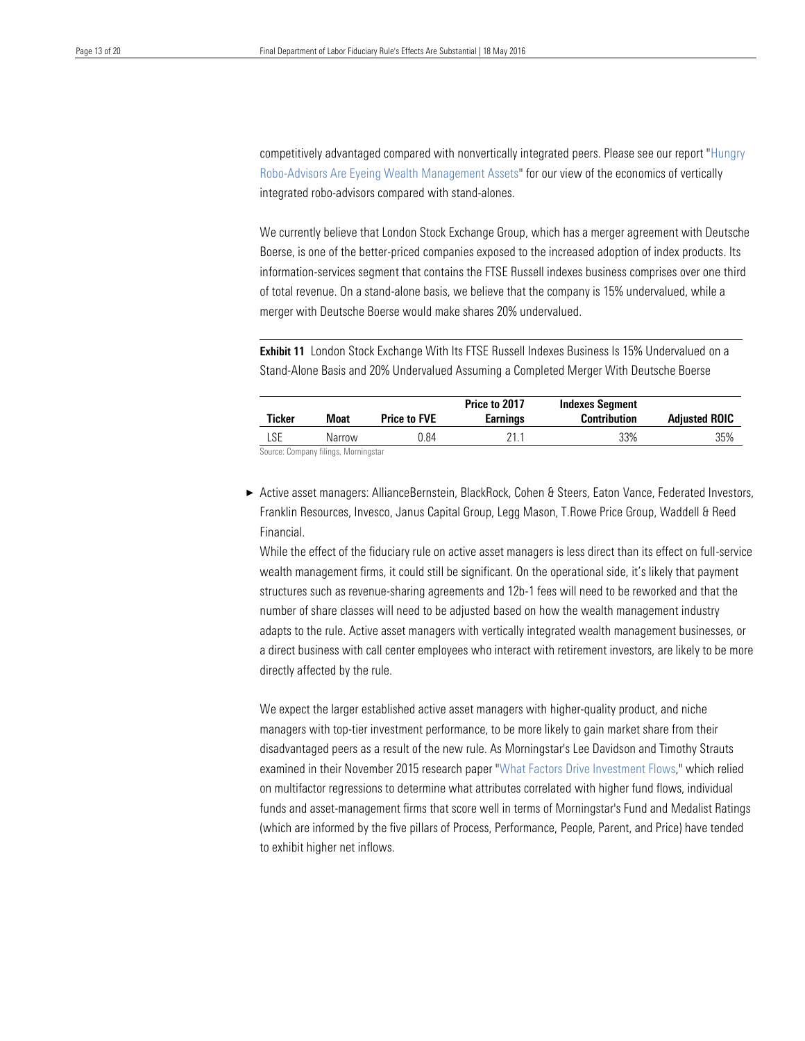competitively advantaged compared with nonvertically integrated peers. Please see our report "Hungry Robo-Advisors Are Eyeing Wealth Management Assets" for our view of the economics of vertically integrated robo-advisors compared with stand-alones.

We currently believe that London Stock Exchange Group, which has a merger agreement with Deutsche Boerse, is one of the better-priced companies exposed to the increased adoption of index products. Its information-services segment that contains the FTSE Russell indexes business comprises over one third of total revenue. On a stand-alone basis, we believe that the company is 15% undervalued, while a merger with Deutsche Boerse would make shares 20% undervalued.

**Exhibit 11** London Stock Exchange With Its FTSE Russell Indexes Business Is 15% Undervalued on a Stand-Alone Basis and 20% Undervalued Assuming a Completed Merger With Deutsche Boerse

| Ticker | Moat | Price to FVE | Price to 2017 Earnings | Indexes Segment Contribution | Adjusted ROIC |
|---|---|---|---|---|---|
| LSE | Narrow | 0.84 | 21.1 | 33% | 35% |

Source: Company filings, Morningstar

- Active asset managers: AllianceBernstein, BlackRock, Cohen & Steers, Eaton Vance, Federated Investors, Franklin Resources, Invesco, Janus Capital Group, Legg Mason, T.Rowe Price Group, Waddell & Reed Financial.

  While the effect of the fiduciary rule on active asset managers is less direct than its effect on full-service wealth management firms, it could still be significant. On the operational side, it's likely that payment structures such as revenue-sharing agreements and 12b-1 fees will need to be reworked and that the number of share classes will need to be adjusted based on how the wealth management industry adapts to the rule. Active asset managers with vertically integrated wealth management businesses, or a direct business with call center employees who interact with retirement investors, are likely to be more directly affected by the rule.

  We expect the larger established active asset managers with higher-quality product, and niche managers with top-tier investment performance, to be more likely to gain market share from their disadvantaged peers as a result of the new rule. As Morningstar's Lee Davidson and Timothy Strauts examined in their November 2015 research paper "What Factors Drive Investment Flows," which relied on multifactor regressions to determine what attributes correlated with higher fund flows, individual funds and asset-management firms that score well in terms of Morningstar's Fund and Medalist Ratings (which are informed by the five pillars of Process, Performance, People, Parent, and Price) have tended to exhibit higher net inflows.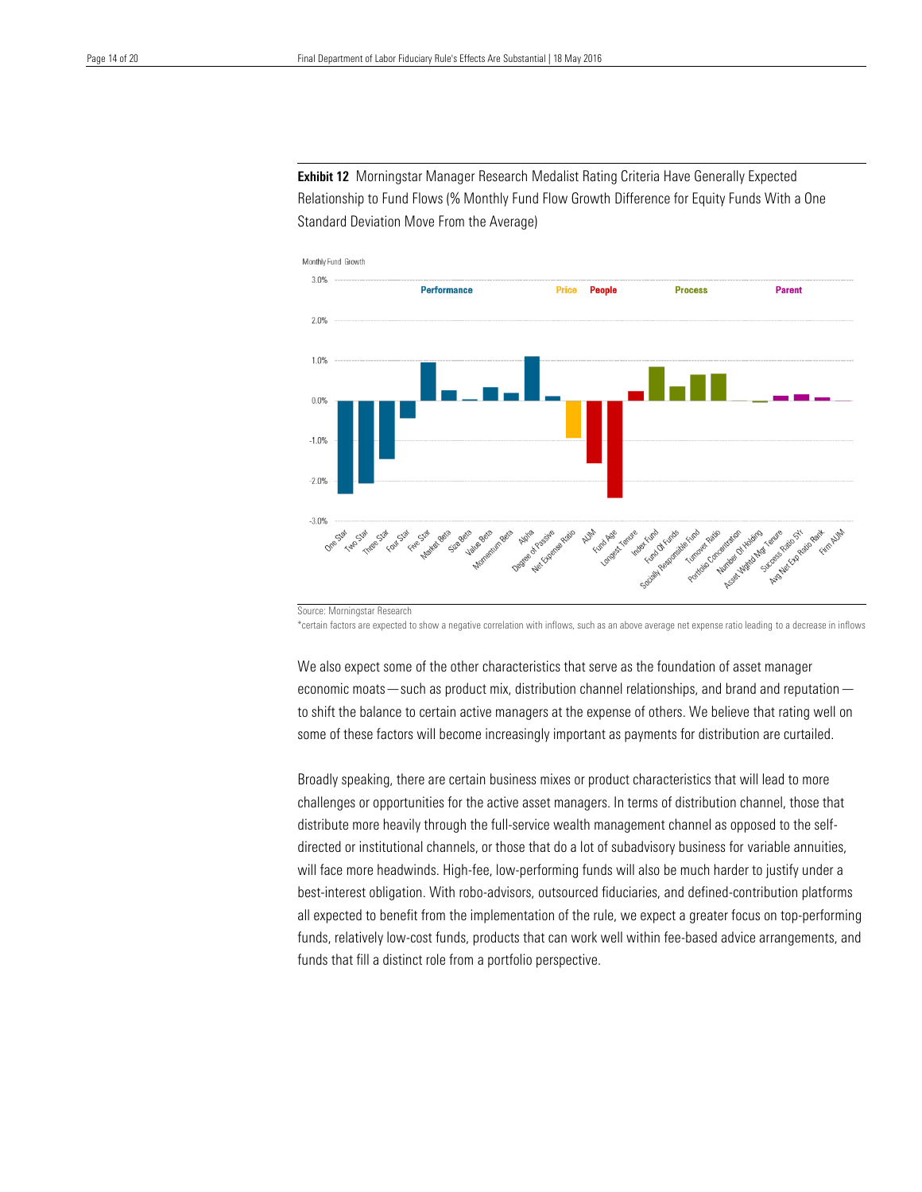**Exhibit 12** Morningstar Manager Research Medalist Rating Criteria Have Generally Expected Relationship to Fund Flows (% Monthly Fund Flow Growth Difference for Equity Funds With a One Standard Deviation Move From the Average)

Monthly Fund Growth

3.0%
2.0%
1.0%
0.0%
-1.0%
-2.0%
-3.0%

Performance
Price
People
Process
Parent

One Star
Two Star
Three Star
Four Star
Five Star
Market Beta
Size Beta
Value Beta
Momentum Beta
Alpha
Degree of Passive
Net Expense Ratio
AUM
Fund Age
Longest Tenure
Index Fund
Fund Of Funds
Socially Responsible Fund
Turnover Ratio
Portfolio Concentration
Number Of Holding
Asset Wghtd Mgr Tenure
Success Ratio 5Yr
Avg Net Exp Ratio Rank
Firm AUM

Source: Morningstar Research
*certain factors are expected to show a negative correlation with inflows, such as an above average net expense ratio leading to a decrease in inflows

We also expect some of the other characteristics that serve as the foundation of asset manager economic moats—such as product mix, distribution channel relationships, and brand and reputation—to shift the balance to certain active managers at the expense of others. We believe that rating well on some of these factors will become increasingly important as payments for distribution are curtailed.

Broadly speaking, there are certain business mixes or product characteristics that will lead to more challenges or opportunities for the active asset managers. In terms of distribution channel, those that distribute more heavily through the full-service wealth management channel as opposed to the self-directed or institutional channels, or those that do a lot of subadvisory business for variable annuities, will face more headwinds. High-fee, low-performing funds will also be much harder to justify under a best-interest obligation. With robo-advisors, outsourced fiduciaries, and defined-contribution platforms all expected to benefit from the implementation of the rule, we expect a greater focus on top-performing funds, relatively low-cost funds, products that can work well within fee-based advice arrangements, and funds that fill a distinct role from a portfolio perspective.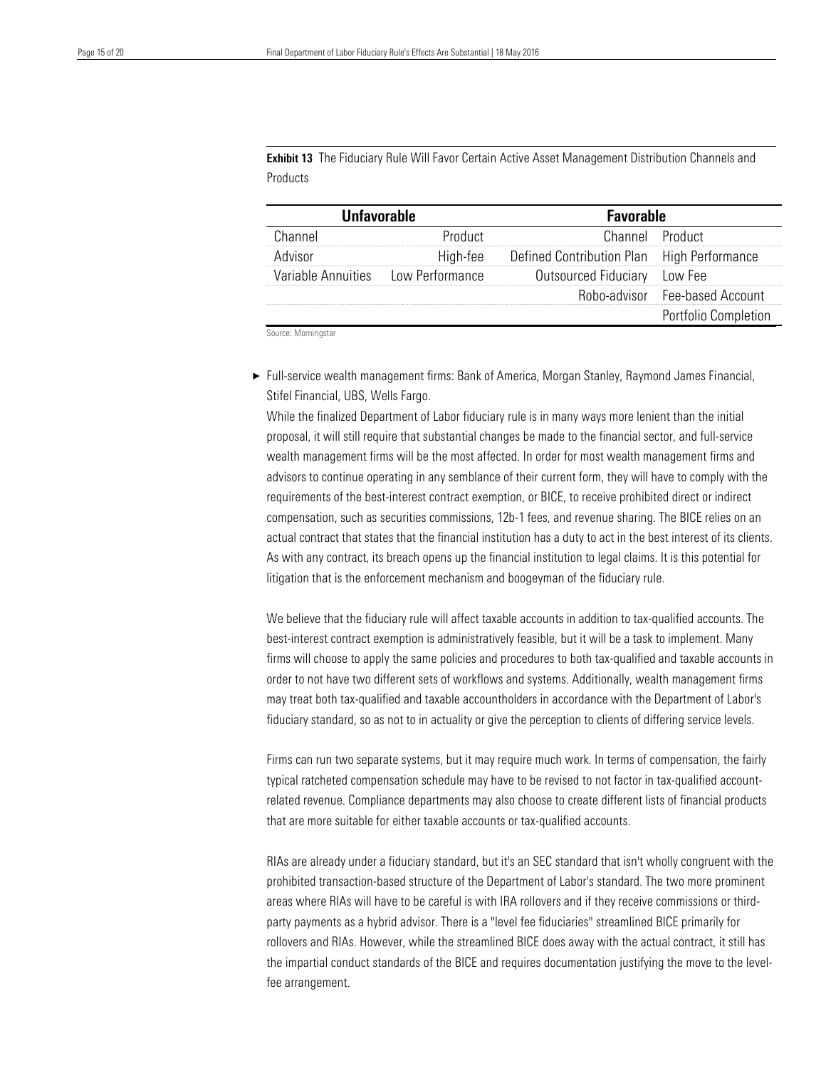**Exhibit 13** The Fiduciary Rule Will Favor Certain Active Asset Management Distribution Channels and Products

| Unfavorable | | Favorable | |
|---|---|---|---|
| Channel | Product | Channel | Product |
| Advisor | High-fee | Defined Contribution Plan | High Performance |
| Variable Annuities | Low Performance | Outsourced Fiduciary | Low Fee |
| | | Robo-advisor | Fee-based Account |
| | | | Portfolio Completion |

Source: Morningstar

- Full-service wealth management firms: Bank of America, Morgan Stanley, Raymond James Financial, Stifel Financial, UBS, Wells Fargo.

  While the finalized Department of Labor fiduciary rule is in many ways more lenient than the initial proposal, it will still require that substantial changes be made to the financial sector, and full-service wealth management firms will be the most affected. In order for most wealth management firms and advisors to continue operating in any semblance of their current form, they will have to comply with the requirements of the best-interest contract exemption, or BICE, to receive prohibited direct or indirect compensation, such as securities commissions, 12b-1 fees, and revenue sharing. The BICE relies on an actual contract that states that the financial institution has a duty to act in the best interest of its clients. As with any contract, its breach opens up the financial institution to legal claims. It is this potential for litigation that is the enforcement mechanism and boogeyman of the fiduciary rule.

  We believe that the fiduciary rule will affect taxable accounts in addition to tax-qualified accounts. The best-interest contract exemption is administratively feasible, but it will be a task to implement. Many firms will choose to apply the same policies and procedures to both tax-qualified and taxable accounts in order to not have two different sets of workflows and systems. Additionally, wealth management firms may treat both tax-qualified and taxable accountholders in accordance with the Department of Labor's fiduciary standard, so as not to in actuality or give the perception to clients of differing service levels.

  Firms can run two separate systems, but it may require much work. In terms of compensation, the fairly typical ratcheted compensation schedule may have to be revised to not factor in tax-qualified account-related revenue. Compliance departments may also choose to create different lists of financial products that are more suitable for either taxable accounts or tax-qualified accounts.

  RIAs are already under a fiduciary standard, but it's an SEC standard that isn't wholly congruent with the prohibited transaction-based structure of the Department of Labor's standard. The two more prominent areas where RIAs will have to be careful is with IRA rollovers and if they receive commissions or third-party payments as a hybrid advisor. There is a "level fee fiduciaries" streamlined BICE primarily for rollovers and RIAs. However, while the streamlined BICE does away with the actual contract, it still has the impartial conduct standards of the BICE and requires documentation justifying the move to the level-fee arrangement.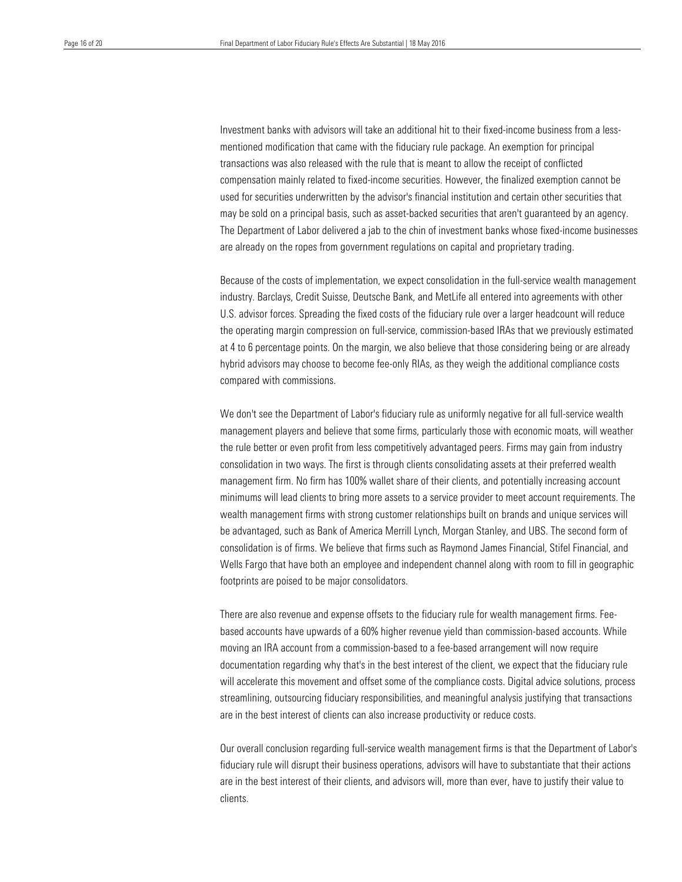Investment banks with advisors will take an additional hit to their fixed-income business from a less-mentioned modification that came with the fiduciary rule package. An exemption for principal transactions was also released with the rule that is meant to allow the receipt of conflicted compensation mainly related to fixed-income securities. However, the finalized exemption cannot be used for securities underwritten by the advisor's financial institution and certain other securities that may be sold on a principal basis, such as asset-backed securities that aren't guaranteed by an agency. The Department of Labor delivered a jab to the chin of investment banks whose fixed-income businesses are already on the ropes from government regulations on capital and proprietary trading.

Because of the costs of implementation, we expect consolidation in the full-service wealth management industry. Barclays, Credit Suisse, Deutsche Bank, and MetLife all entered into agreements with other U.S. advisor forces. Spreading the fixed costs of the fiduciary rule over a larger headcount will reduce the operating margin compression on full-service, commission-based IRAs that we previously estimated at 4 to 6 percentage points. On the margin, we also believe that those considering being or are already hybrid advisors may choose to become fee-only RIAs, as they weigh the additional compliance costs compared with commissions.

We don't see the Department of Labor's fiduciary rule as uniformly negative for all full-service wealth management players and believe that some firms, particularly those with economic moats, will weather the rule better or even profit from less competitively advantaged peers. Firms may gain from industry consolidation in two ways. The first is through clients consolidating assets at their preferred wealth management firm. No firm has 100% wallet share of their clients, and potentially increasing account minimums will lead clients to bring more assets to a service provider to meet account requirements. The wealth management firms with strong customer relationships built on brands and unique services will be advantaged, such as Bank of America Merrill Lynch, Morgan Stanley, and UBS. The second form of consolidation is of firms. We believe that firms such as Raymond James Financial, Stifel Financial, and Wells Fargo that have both an employee and independent channel along with room to fill in geographic footprints are poised to be major consolidators.

There are also revenue and expense offsets to the fiduciary rule for wealth management firms. Fee-based accounts have upwards of a 60% higher revenue yield than commission-based accounts. While moving an IRA account from a commission-based to a fee-based arrangement will now require documentation regarding why that's in the best interest of the client, we expect that the fiduciary rule will accelerate this movement and offset some of the compliance costs. Digital advice solutions, process streamlining, outsourcing fiduciary responsibilities, and meaningful analysis justifying that transactions are in the best interest of clients can also increase productivity or reduce costs.

Our overall conclusion regarding full-service wealth management firms is that the Department of Labor's fiduciary rule will disrupt their business operations, advisors will have to substantiate that their actions are in the best interest of their clients, and advisors will, more than ever, have to justify their value to clients.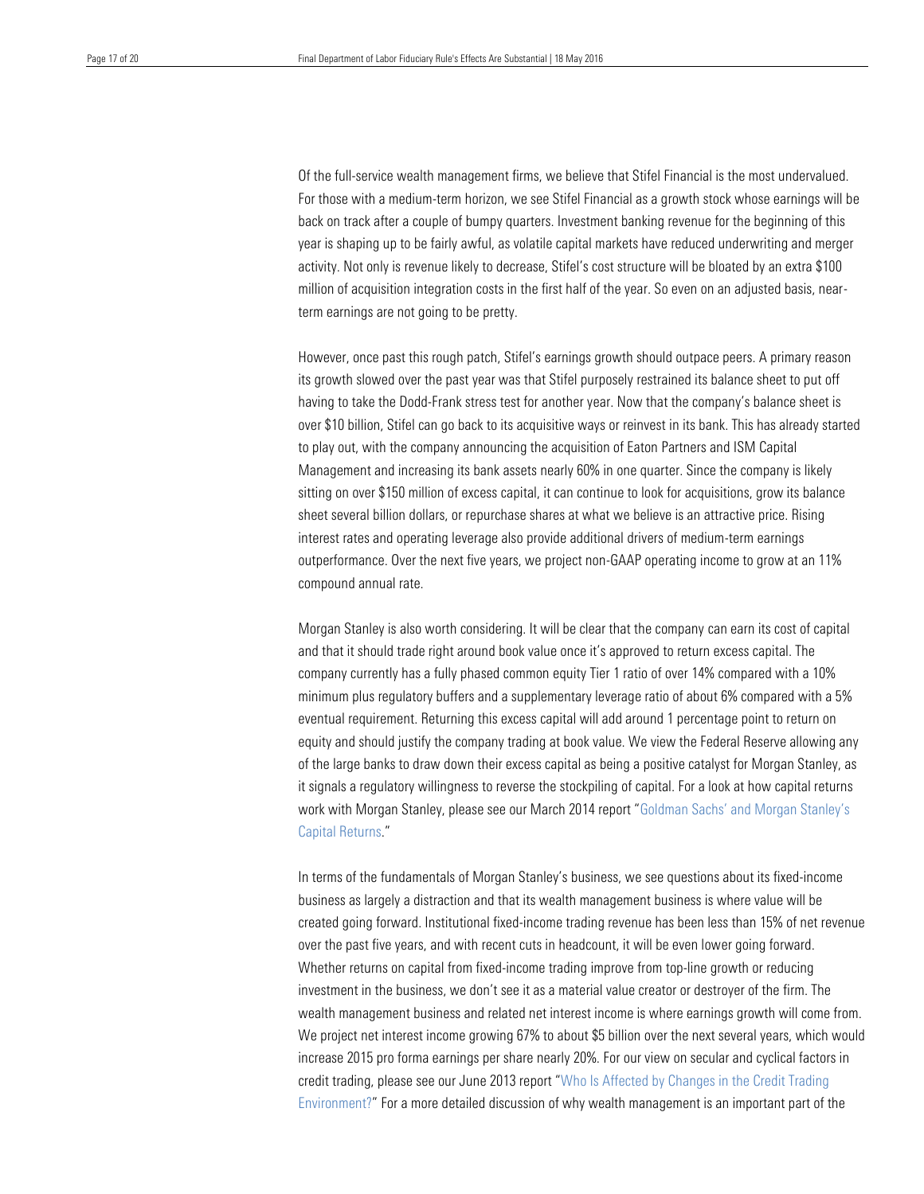Of the full-service wealth management firms, we believe that Stifel Financial is the most undervalued. For those with a medium-term horizon, we see Stifel Financial as a growth stock whose earnings will be back on track after a couple of bumpy quarters. Investment banking revenue for the beginning of this year is shaping up to be fairly awful, as volatile capital markets have reduced underwriting and merger activity. Not only is revenue likely to decrease, Stifel's cost structure will be bloated by an extra $100 million of acquisition integration costs in the first half of the year. So even on an adjusted basis, near-term earnings are not going to be pretty.

However, once past this rough patch, Stifel's earnings growth should outpace peers. A primary reason its growth slowed over the past year was that Stifel purposely restrained its balance sheet to put off having to take the Dodd-Frank stress test for another year. Now that the company's balance sheet is over $10 billion, Stifel can go back to its acquisitive ways or reinvest in its bank. This has already started to play out, with the company announcing the acquisition of Eaton Partners and ISM Capital Management and increasing its bank assets nearly 60% in one quarter. Since the company is likely sitting on over $150 million of excess capital, it can continue to look for acquisitions, grow its balance sheet several billion dollars, or repurchase shares at what we believe is an attractive price. Rising interest rates and operating leverage also provide additional drivers of medium-term earnings outperformance. Over the next five years, we project non-GAAP operating income to grow at an 11% compound annual rate.

Morgan Stanley is also worth considering. It will be clear that the company can earn its cost of capital and that it should trade right around book value once it's approved to return excess capital. The company currently has a fully phased common equity Tier 1 ratio of over 14% compared with a 10% minimum plus regulatory buffers and a supplementary leverage ratio of about 6% compared with a 5% eventual requirement. Returning this excess capital will add around 1 percentage point to return on equity and should justify the company trading at book value. We view the Federal Reserve allowing any of the large banks to draw down their excess capital as being a positive catalyst for Morgan Stanley, as it signals a regulatory willingness to reverse the stockpiling of capital. For a look at how capital returns work with Morgan Stanley, please see our March 2014 report "Goldman Sachs' and Morgan Stanley's Capital Returns."

In terms of the fundamentals of Morgan Stanley's business, we see questions about its fixed-income business as largely a distraction and that its wealth management business is where value will be created going forward. Institutional fixed-income trading revenue has been less than 15% of net revenue over the past five years, and with recent cuts in headcount, it will be even lower going forward. Whether returns on capital from fixed-income trading improve from top-line growth or reducing investment in the business, we don't see it as a material value creator or destroyer of the firm. The wealth management business and related net interest income is where earnings growth will come from. We project net interest income growing 67% to about $5 billion over the next several years, which would increase 2015 pro forma earnings per share nearly 20%. For our view on secular and cyclical factors in credit trading, please see our June 2013 report "Who Is Affected by Changes in the Credit Trading Environment?" For a more detailed discussion of why wealth management is an important part of the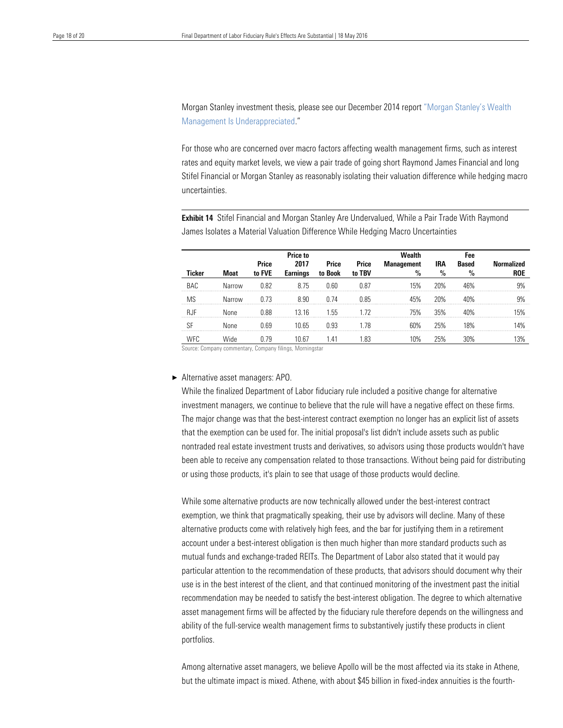Morgan Stanley investment thesis, please see our December 2014 report "Morgan Stanley's Wealth Management Is Underappreciated."

For those who are concerned over macro factors affecting wealth management firms, such as interest rates and equity market levels, we view a pair trade of going short Raymond James Financial and long Stifel Financial or Morgan Stanley as reasonably isolating their valuation difference while hedging macro uncertainties.

**Exhibit 14** Stifel Financial and Morgan Stanley Are Undervalued, While a Pair Trade With Raymond James Isolates a Material Valuation Difference While Hedging Macro Uncertainties

| Ticker | Moat | Price to FVE | Price to 2017 Earnings | Price to Book | Price to TBV | Wealth Management % | IRA % | Fee Based % | Normalized ROE |
|---|---|---|---|---|---|---|---|---|---|
| BAC | Narrow | 0.82 | 8.75 | 0.60 | 0.87 | 15% | 20% | 46% | 9% |
| MS | Narrow | 0.73 | 8.90 | 0.74 | 0.85 | 45% | 20% | 40% | 9% |
| RJF | None | 0.88 | 13.16 | 1.55 | 1.72 | 75% | 35% | 40% | 15% |
| SF | None | 0.69 | 10.65 | 0.93 | 1.78 | 60% | 25% | 18% | 14% |
| WFC | Wide | 0.79 | 10.67 | 1.41 | 1.83 | 10% | 25% | 30% | 13% |

Source: Company commentary, Company filings, Morningstar

- Alternative asset managers: APO.

  While the finalized Department of Labor fiduciary rule included a positive change for alternative investment managers, we continue to believe that the rule will have a negative effect on these firms. The major change was that the best-interest contract exemption no longer has an explicit list of assets that the exemption can be used for. The initial proposal's list didn't include assets such as public nontraded real estate investment trusts and derivatives, so advisors using those products wouldn't have been able to receive any compensation related to those transactions. Without being paid for distributing or using those products, it's plain to see that usage of those products would decline.

  While some alternative products are now technically allowed under the best-interest contract exemption, we think that pragmatically speaking, their use by advisors will decline. Many of these alternative products come with relatively high fees, and the bar for justifying them in a retirement account under a best-interest obligation is then much higher than more standard products such as mutual funds and exchange-traded REITs. The Department of Labor also stated that it would pay particular attention to the recommendation of these products, that advisors should document why their use is in the best interest of the client, and that continued monitoring of the investment past the initial recommendation may be needed to satisfy the best-interest obligation. The degree to which alternative asset management firms will be affected by the fiduciary rule therefore depends on the willingness and ability of the full-service wealth management firms to substantively justify these products in client portfolios.

  Among alternative asset managers, we believe Apollo will be the most affected via its stake in Athene, but the ultimate impact is mixed. Athene, with about $45 billion in fixed-index annuities is the fourth-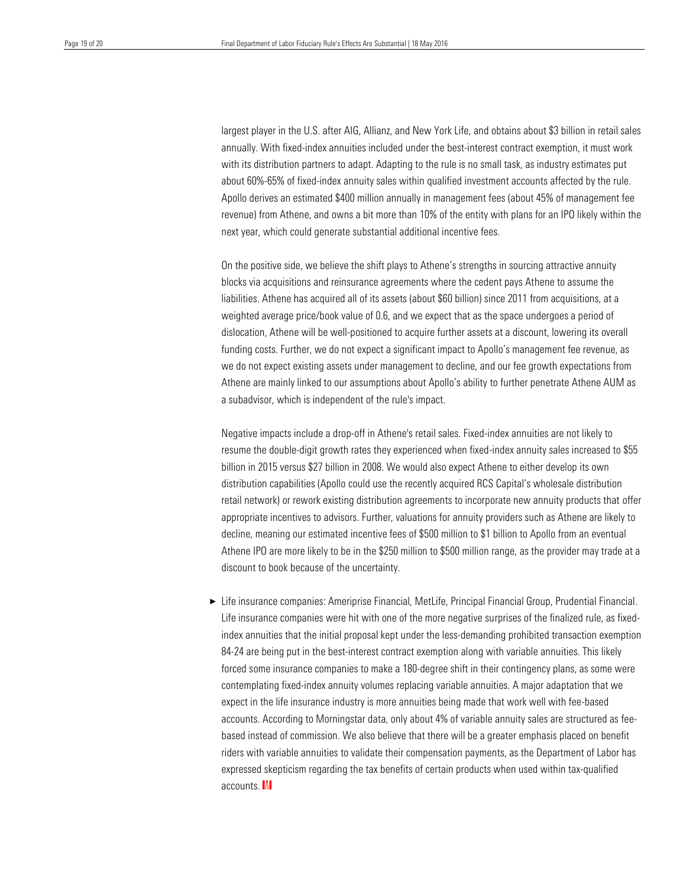largest player in the U.S. after AIG, Allianz, and New York Life, and obtains about $3 billion in retail sales annually. With fixed-index annuities included under the best-interest contract exemption, it must work with its distribution partners to adapt. Adapting to the rule is no small task, as industry estimates put about 60%-65% of fixed-index annuity sales within qualified investment accounts affected by the rule. Apollo derives an estimated $400 million annually in management fees (about 45% of management fee revenue) from Athene, and owns a bit more than 10% of the entity with plans for an IPO likely within the next year, which could generate substantial additional incentive fees.

On the positive side, we believe the shift plays to Athene's strengths in sourcing attractive annuity blocks via acquisitions and reinsurance agreements where the cedent pays Athene to assume the liabilities. Athene has acquired all of its assets (about $60 billion) since 2011 from acquisitions, at a weighted average price/book value of 0.6, and we expect that as the space undergoes a period of dislocation, Athene will be well-positioned to acquire further assets at a discount, lowering its overall funding costs. Further, we do not expect a significant impact to Apollo's management fee revenue, as we do not expect existing assets under management to decline, and our fee growth expectations from Athene are mainly linked to our assumptions about Apollo's ability to further penetrate Athene AUM as a subadvisor, which is independent of the rule's impact.

Negative impacts include a drop-off in Athene's retail sales. Fixed-index annuities are not likely to resume the double-digit growth rates they experienced when fixed-index annuity sales increased to $55 billion in 2015 versus $27 billion in 2008. We would also expect Athene to either develop its own distribution capabilities (Apollo could use the recently acquired RCS Capital's wholesale distribution retail network) or rework existing distribution agreements to incorporate new annuity products that offer appropriate incentives to advisors. Further, valuations for annuity providers such as Athene are likely to decline, meaning our estimated incentive fees of $500 million to $1 billion to Apollo from an eventual Athene IPO are more likely to be in the $250 million to $500 million range, as the provider may trade at a discount to book because of the uncertainty.

- Life insurance companies: Ameriprise Financial, MetLife, Principal Financial Group, Prudential Financial. Life insurance companies were hit with one of the more negative surprises of the finalized rule, as fixed-index annuities that the initial proposal kept under the less-demanding prohibited transaction exemption 84-24 are being put in the best-interest contract exemption along with variable annuities. This likely forced some insurance companies to make a 180-degree shift in their contingency plans, as some were contemplating fixed-index annuity volumes replacing variable annuities. A major adaptation that we expect in the life insurance industry is more annuities being made that work well with fee-based accounts. According to Morningstar data, only about 4% of variable annuity sales are structured as fee-based instead of commission. We also believe that there will be a greater emphasis placed on benefit riders with variable annuities to validate their compensation payments, as the Department of Labor has expressed skepticism regarding the tax benefits of certain products when used within tax-qualified accounts.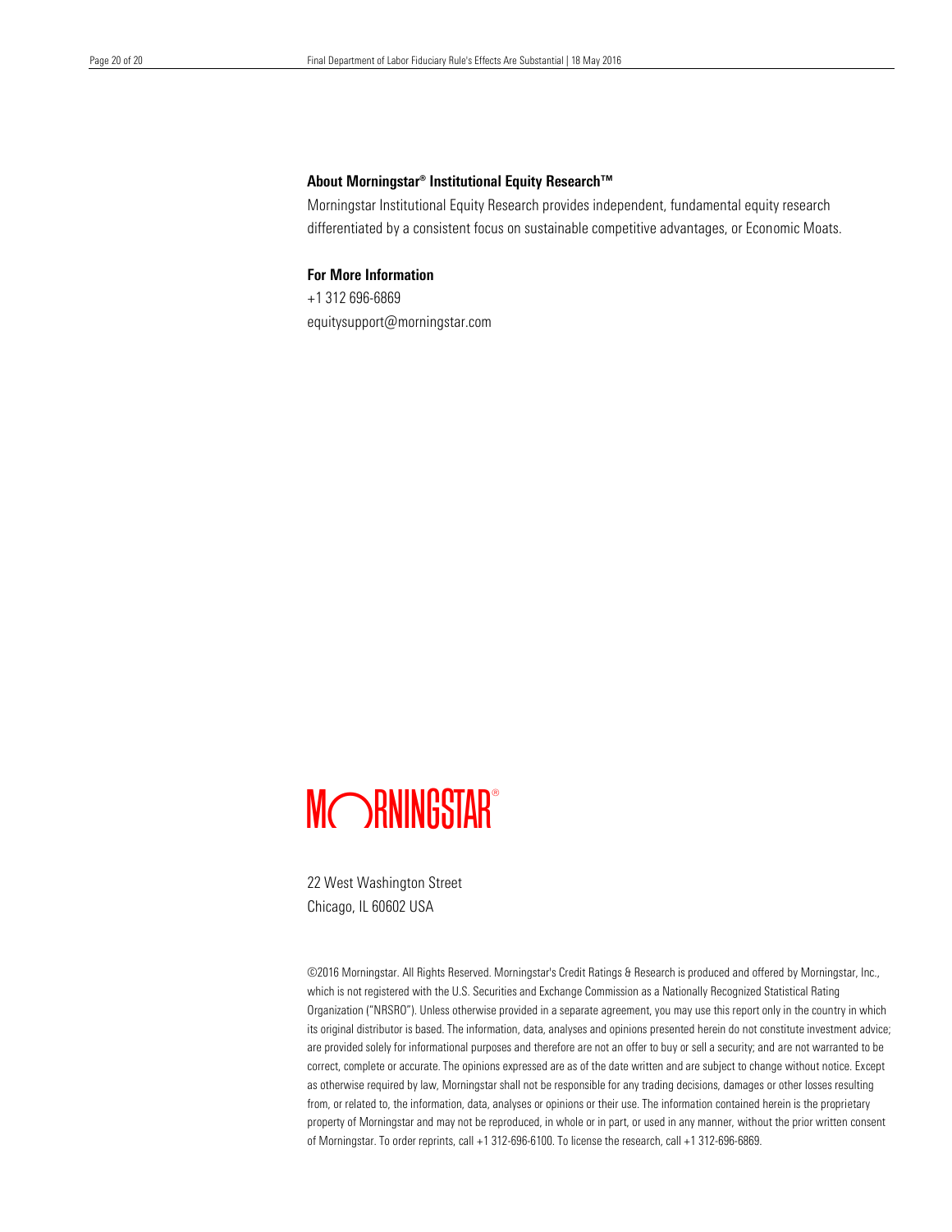**About Morningstar® Institutional Equity Research™**

Morningstar Institutional Equity Research provides independent, fundamental equity research differentiated by a consistent focus on sustainable competitive advantages, or Economic Moats.

**For More Information**

+1 312 696-6869
equitysupport@morningstar.com

MORNINGSTAR®

22 West Washington Street
Chicago, IL 60602 USA

©2016 Morningstar. All Rights Reserved. Morningstar's Credit Ratings & Research is produced and offered by Morningstar, Inc., which is not registered with the U.S. Securities and Exchange Commission as a Nationally Recognized Statistical Rating Organization ("NRSRO"). Unless otherwise provided in a separate agreement, you may use this report only in the country in which its original distributor is based. The information, data, analyses and opinions presented herein do not constitute investment advice; are provided solely for informational purposes and therefore are not an offer to buy or sell a security; and are not warranted to be correct, complete or accurate. The opinions expressed are as of the date written and are subject to change without notice. Except as otherwise required by law, Morningstar shall not be responsible for any trading decisions, damages or other losses resulting from, or related to, the information, data, analyses or opinions or their use. The information contained herein is the proprietary property of Morningstar and may not be reproduced, in whole or in part, or used in any manner, without the prior written consent of Morningstar. To order reprints, call +1 312-696-6100. To license the research, call +1 312-696-6869.